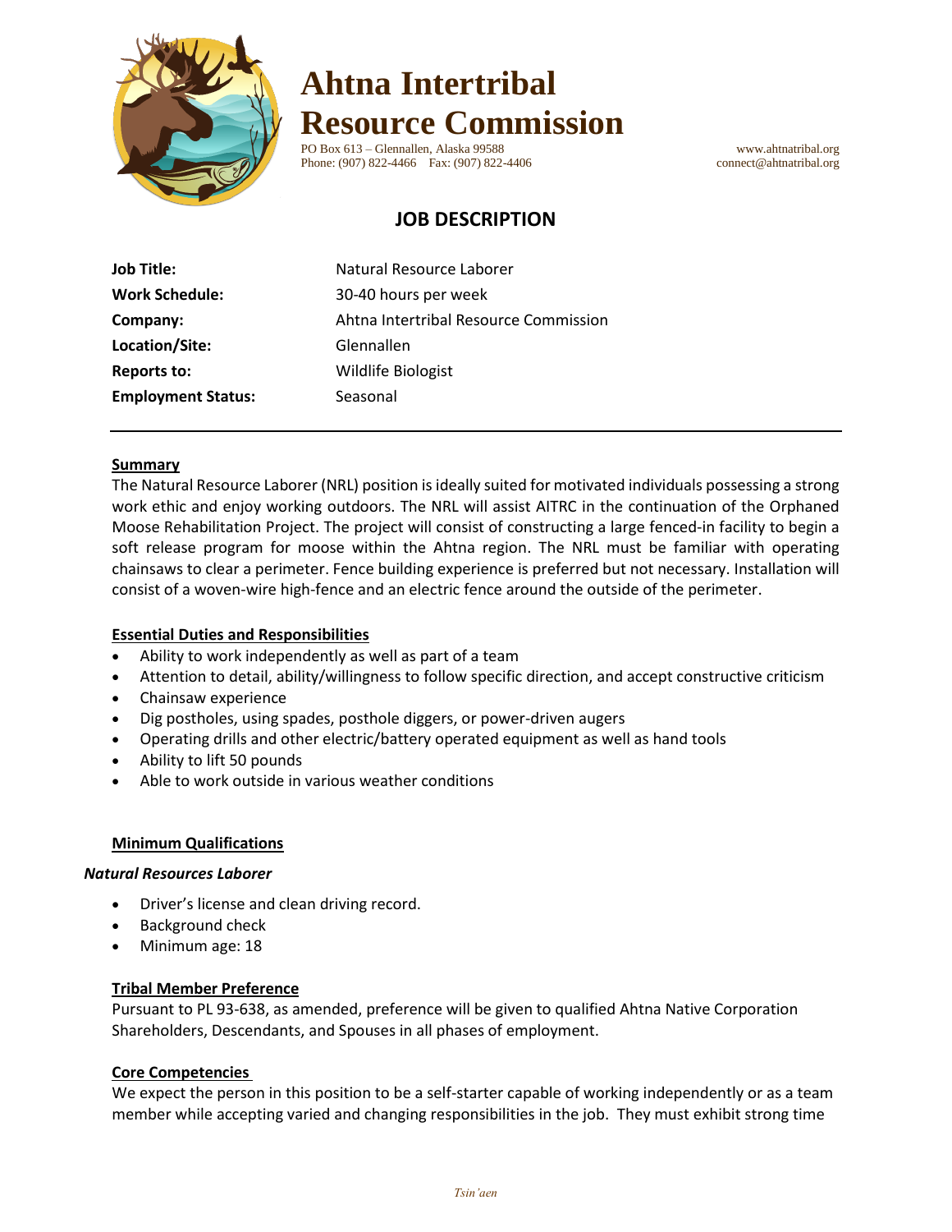# Ahtna Intertribal Resource Commission

PO Box 613 – Glennallen, Alaska 99588
Phone: (907) 822-4466 Fax: (907) 822-4406

www.ahtnatribal.org
connect@ahtnatribal.org

## JOB DESCRIPTION

| | |
|---|---|
| **Job Title:** | Natural Resource Laborer |
| **Work Schedule:** | 30-40 hours per week |
| **Company:** | Ahtna Intertribal Resource Commission |
| **Location/Site:** | Glennallen |
| **Reports to:** | Wildlife Biologist |
| **Employment Status:** | Seasonal |

---

### Summary

The Natural Resource Laborer (NRL) position is ideally suited for motivated individuals possessing a strong work ethic and enjoy working outdoors. The NRL will assist AITRC in the continuation of the Orphaned Moose Rehabilitation Project. The project will consist of constructing a large fenced-in facility to begin a soft release program for moose within the Ahtna region. The NRL must be familiar with operating chainsaws to clear a perimeter. Fence building experience is preferred but not necessary. Installation will consist of a woven-wire high-fence and an electric fence around the outside of the perimeter.

### Essential Duties and Responsibilities

- Ability to work independently as well as part of a team
- Attention to detail, ability/willingness to follow specific direction, and accept constructive criticism
- Chainsaw experience
- Dig postholes, using spades, posthole diggers, or power-driven augers
- Operating drills and other electric/battery operated equipment as well as hand tools
- Ability to lift 50 pounds
- Able to work outside in various weather conditions

### Minimum Qualifications

***Natural Resources Laborer***

- Driver's license and clean driving record.
- Background check
- Minimum age: 18

### Tribal Member Preference

Pursuant to PL 93-638, as amended, preference will be given to qualified Ahtna Native Corporation Shareholders, Descendants, and Spouses in all phases of employment.

### Core Competencies

We expect the person in this position to be a self-starter capable of working independently or as a team member while accepting varied and changing responsibilities in the job. They must exhibit strong time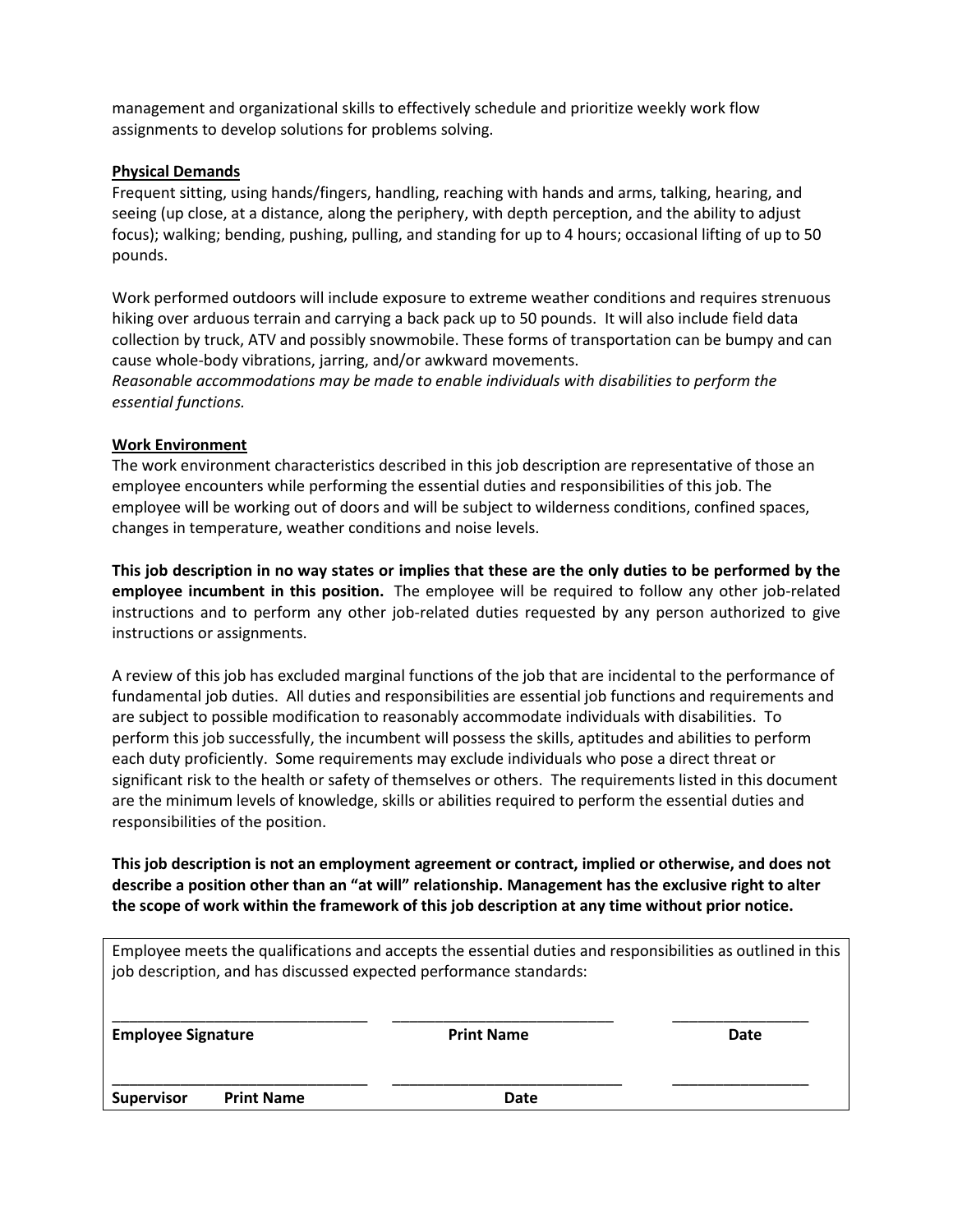management and organizational skills to effectively schedule and prioritize weekly work flow assignments to develop solutions for problems solving.

**Physical Demands**

Frequent sitting, using hands/fingers, handling, reaching with hands and arms, talking, hearing, and seeing (up close, at a distance, along the periphery, with depth perception, and the ability to adjust focus); walking; bending, pushing, pulling, and standing for up to 4 hours; occasional lifting of up to 50 pounds.

Work performed outdoors will include exposure to extreme weather conditions and requires strenuous hiking over arduous terrain and carrying a back pack up to 50 pounds. It will also include field data collection by truck, ATV and possibly snowmobile. These forms of transportation can be bumpy and can cause whole-body vibrations, jarring, and/or awkward movements.

*Reasonable accommodations may be made to enable individuals with disabilities to perform the essential functions.*

**Work Environment**

The work environment characteristics described in this job description are representative of those an employee encounters while performing the essential duties and responsibilities of this job. The employee will be working out of doors and will be subject to wilderness conditions, confined spaces, changes in temperature, weather conditions and noise levels.

**This job description in no way states or implies that these are the only duties to be performed by the employee incumbent in this position.** The employee will be required to follow any other job-related instructions and to perform any other job-related duties requested by any person authorized to give instructions or assignments.

A review of this job has excluded marginal functions of the job that are incidental to the performance of fundamental job duties. All duties and responsibilities are essential job functions and requirements and are subject to possible modification to reasonably accommodate individuals with disabilities. To perform this job successfully, the incumbent will possess the skills, aptitudes and abilities to perform each duty proficiently. Some requirements may exclude individuals who pose a direct threat or significant risk to the health or safety of themselves or others. The requirements listed in this document are the minimum levels of knowledge, skills or abilities required to perform the essential duties and responsibilities of the position.

**This job description is not an employment agreement or contract, implied or otherwise, and does not describe a position other than an "at will" relationship. Management has the exclusive right to alter the scope of work within the framework of this job description at any time without prior notice.**

Employee meets the qualifications and accepts the essential duties and responsibilities as outlined in this job description, and has discussed expected performance standards:

| | | |
|---|---|---|
| ______________________________ | ______________________________ | ________________ |
| **Employee Signature** | **Print Name** | **Date** |
| ______________________________ | ______________________________ | ________________ |
| **Supervisor Print Name** | **Date** | |